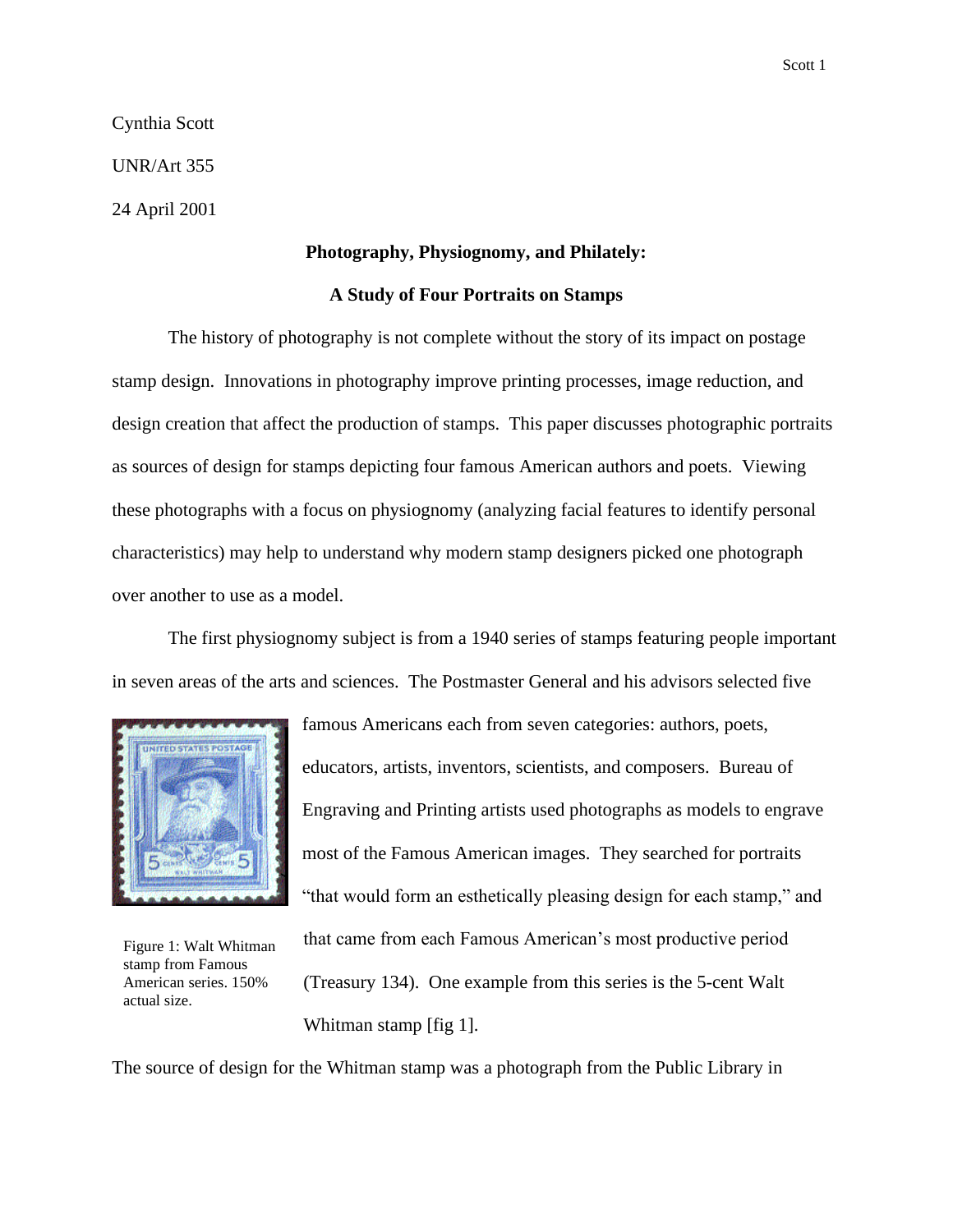Cynthia Scott

UNR/Art 355

24 April 2001

**Photography, Physiognomy, and Philately:**

**A Study of Four Portraits on Stamps**

The history of photography is not complete without the story of its impact on postage stamp design. Innovations in photography improve printing processes, image reduction, and design creation that affect the production of stamps. This paper discusses photographic portraits as sources of design for stamps depicting four famous American authors and poets. Viewing these photographs with a focus on physiognomy (analyzing facial features to identify personal characteristics) may help to understand why modern stamp designers picked one photograph over another to use as a model.

The first physiognomy subject is from a 1940 series of stamps featuring people important in seven areas of the arts and sciences. The Postmaster General and his advisors selected five famous Americans each from seven categories: authors, poets, educators, artists, inventors, scientists, and composers. Bureau of Engraving and Printing artists used photographs as models to engrave most of the Famous American images. They searched for portraits "that would form an esthetically pleasing design for each stamp," and that came from each Famous American's most productive period (Treasury 134). One example from this series is the 5-cent Walt Whitman stamp [fig 1].

Figure 1: Walt Whitman stamp from Famous American series. 150% actual size.

The source of design for the Whitman stamp was a photograph from the Public Library in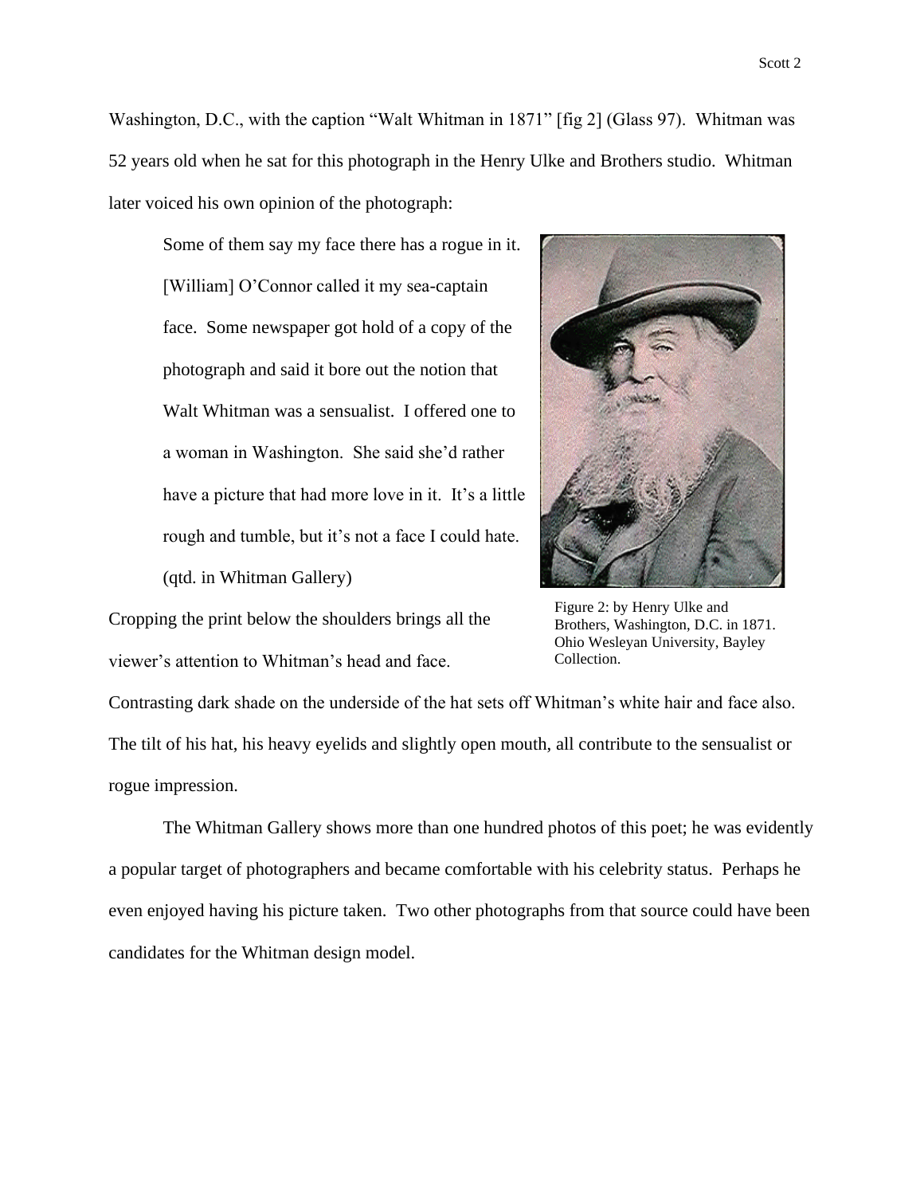Washington, D.C., with the caption “Walt Whitman in 1871” [fig 2] (Glass 97). Whitman was 52 years old when he sat for this photograph in the Henry Ulke and Brothers studio. Whitman later voiced his own opinion of the photograph:

> Some of them say my face there has a rogue in it. [William] O’Connor called it my sea-captain face. Some newspaper got hold of a copy of the photograph and said it bore out the notion that Walt Whitman was a sensualist. I offered one to a woman in Washington. She said she’d rather have a picture that had more love in it. It’s a little rough and tumble, but it’s not a face I could hate. (qtd. in Whitman Gallery)

Figure 2: by Henry Ulke and Brothers, Washington, D.C. in 1871. Ohio Wesleyan University, Bayley Collection.

Cropping the print below the shoulders brings all the viewer’s attention to Whitman’s head and face. Contrasting dark shade on the underside of the hat sets off Whitman’s white hair and face also. The tilt of his hat, his heavy eyelids and slightly open mouth, all contribute to the sensualist or rogue impression.

The Whitman Gallery shows more than one hundred photos of this poet; he was evidently a popular target of photographers and became comfortable with his celebrity status. Perhaps he even enjoyed having his picture taken. Two other photographs from that source could have been candidates for the Whitman design model.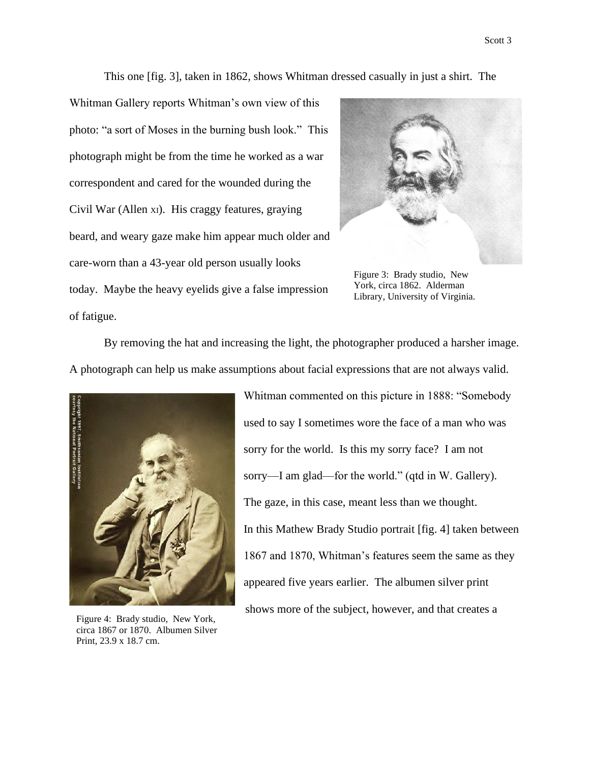This one [fig. 3], taken in 1862, shows Whitman dressed casually in just a shirt. The Whitman Gallery reports Whitman's own view of this photo: "a sort of Moses in the burning bush look." This photograph might be from the time he worked as a war correspondent and cared for the wounded during the Civil War (Allen XI). His craggy features, graying beard, and weary gaze make him appear much older and care-worn than a 43-year old person usually looks today. Maybe the heavy eyelids give a false impression of fatigue.

Figure 3: Brady studio, New York, circa 1862. Alderman Library, University of Virginia.

By removing the hat and increasing the light, the photographer produced a harsher image. A photograph can help us make assumptions about facial expressions that are not always valid. Whitman commented on this picture in 1888: "Somebody used to say I sometimes wore the face of a man who was sorry for the world. Is this my sorry face? I am not sorry—I am glad—for the world." (qtd in W. Gallery). The gaze, in this case, meant less than we thought.

In this Mathew Brady Studio portrait [fig. 4] taken between 1867 and 1870, Whitman's features seem the same as they appeared five years earlier. The albumen silver print shows more of the subject, however, and that creates a

Figure 4: Brady studio, New York, circa 1867 or 1870. Albumen Silver Print, 23.9 x 18.7 cm.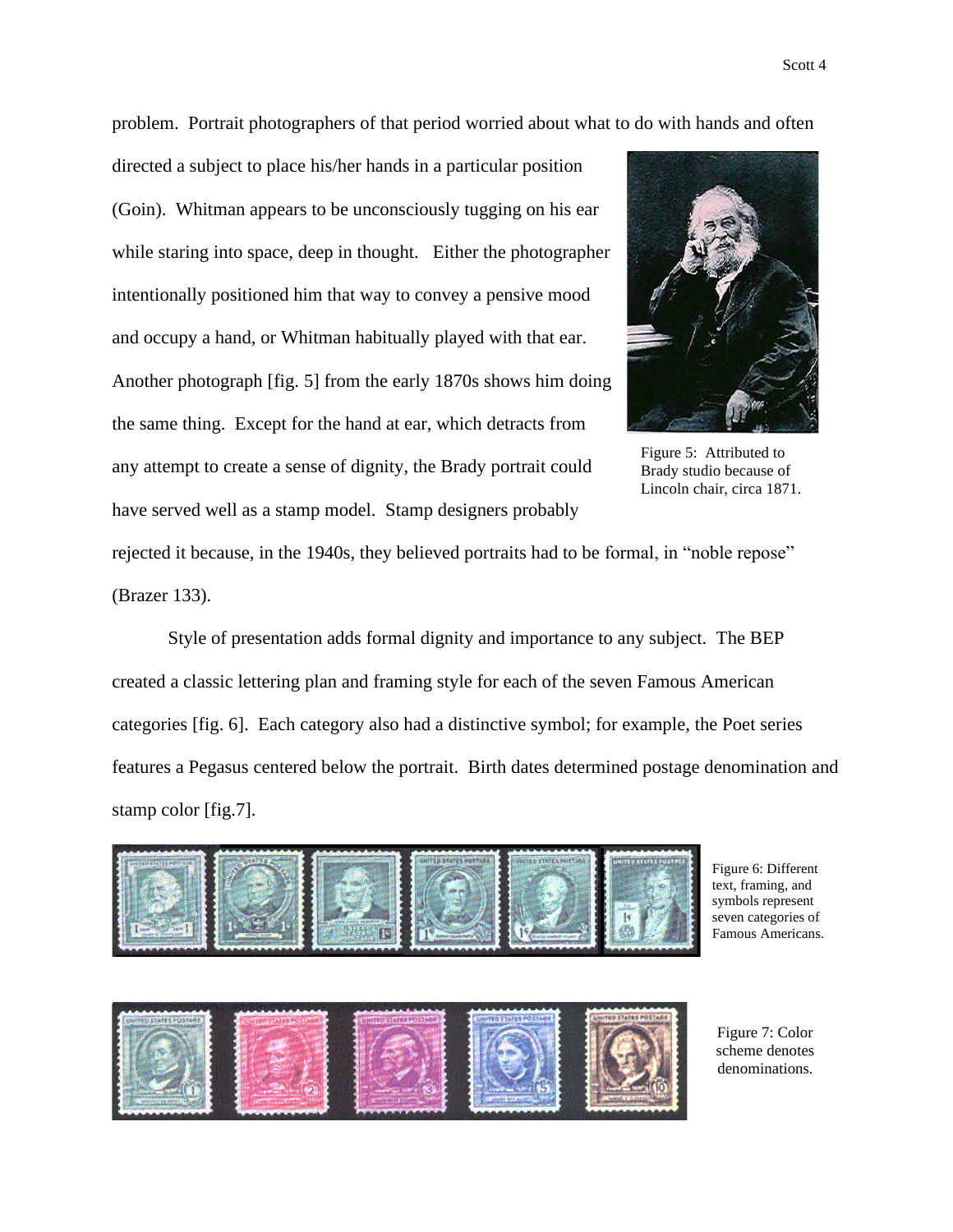problem. Portrait photographers of that period worried about what to do with hands and often directed a subject to place his/her hands in a particular position (Goin). Whitman appears to be unconsciously tugging on his ear while staring into space, deep in thought. Either the photographer intentionally positioned him that way to convey a pensive mood and occupy a hand, or Whitman habitually played with that ear. Another photograph [fig. 5] from the early 1870s shows him doing the same thing. Except for the hand at ear, which detracts from any attempt to create a sense of dignity, the Brady portrait could have served well as a stamp model. Stamp designers probably rejected it because, in the 1940s, they believed portraits had to be formal, in "noble repose" (Brazer 133).

Figure 5: Attributed to Brady studio because of Lincoln chair, circa 1871.

Style of presentation adds formal dignity and importance to any subject. The BEP created a classic lettering plan and framing style for each of the seven Famous American categories [fig. 6]. Each category also had a distinctive symbol; for example, the Poet series features a Pegasus centered below the portrait. Birth dates determined postage denomination and stamp color [fig.7].

Figure 6: Different text, framing, and symbols represent seven categories of Famous Americans.

Figure 7: Color scheme denotes denominations.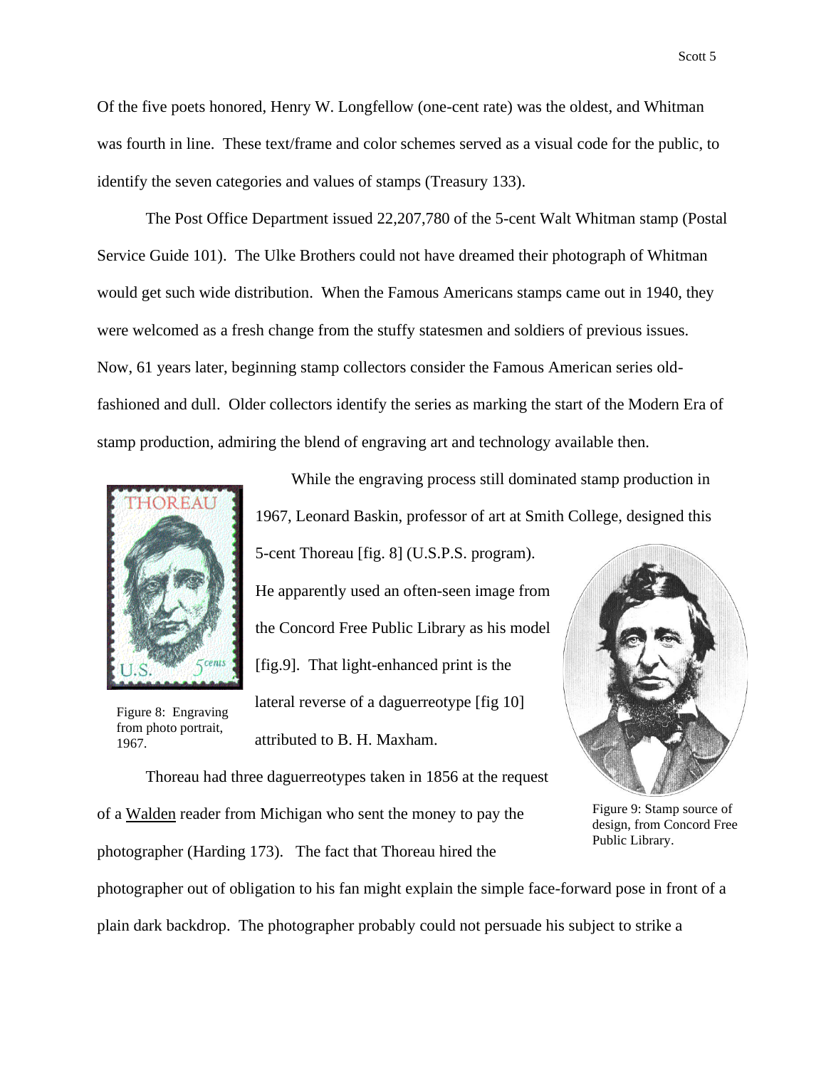Of the five poets honored, Henry W. Longfellow (one-cent rate) was the oldest, and Whitman was fourth in line. These text/frame and color schemes served as a visual code for the public, to identify the seven categories and values of stamps (Treasury 133).

The Post Office Department issued 22,207,780 of the 5-cent Walt Whitman stamp (Postal Service Guide 101). The Ulke Brothers could not have dreamed their photograph of Whitman would get such wide distribution. When the Famous Americans stamps came out in 1940, they were welcomed as a fresh change from the stuffy statesmen and soldiers of previous issues. Now, 61 years later, beginning stamp collectors consider the Famous American series old-fashioned and dull. Older collectors identify the series as marking the start of the Modern Era of stamp production, admiring the blend of engraving art and technology available then.

While the engraving process still dominated stamp production in 1967, Leonard Baskin, professor of art at Smith College, designed this 5-cent Thoreau [fig. 8] (U.S.P.S. program). He apparently used an often-seen image from the Concord Free Public Library as his model [fig.9]. That light-enhanced print is the lateral reverse of a daguerreotype [fig 10] attributed to B. H. Maxham.

Figure 8: Engraving from photo portrait, 1967.

Figure 9: Stamp source of design, from Concord Free Public Library.

Thoreau had three daguerreotypes taken in 1856 at the request of a Walden reader from Michigan who sent the money to pay the photographer (Harding 173). The fact that Thoreau hired the photographer out of obligation to his fan might explain the simple face-forward pose in front of a plain dark backdrop. The photographer probably could not persuade his subject to strike a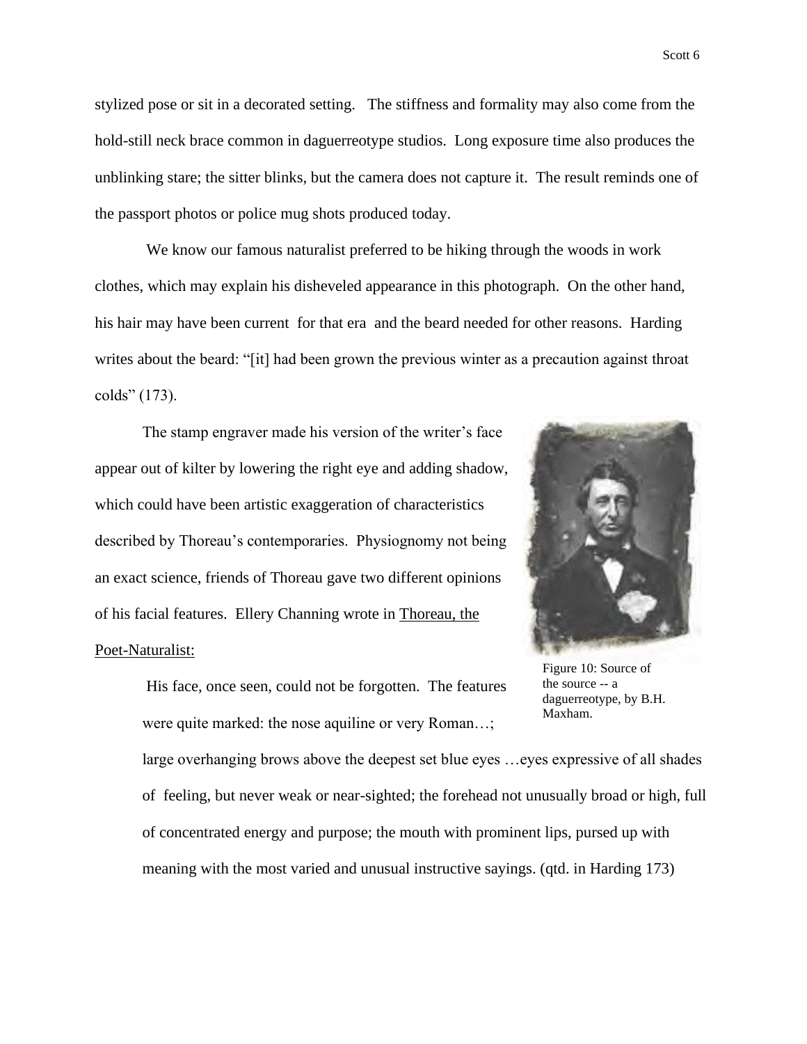stylized pose or sit in a decorated setting. The stiffness and formality may also come from the hold-still neck brace common in daguerreotype studios. Long exposure time also produces the unblinking stare; the sitter blinks, but the camera does not capture it. The result reminds one of the passport photos or police mug shots produced today.

We know our famous naturalist preferred to be hiking through the woods in work clothes, which may explain his disheveled appearance in this photograph. On the other hand, his hair may have been current for that era and the beard needed for other reasons. Harding writes about the beard: "[it] had been grown the previous winter as a precaution against throat colds" (173).

The stamp engraver made his version of the writer's face appear out of kilter by lowering the right eye and adding shadow, which could have been artistic exaggeration of characteristics described by Thoreau's contemporaries. Physiognomy not being an exact science, friends of Thoreau gave two different opinions of his facial features. Ellery Channing wrote in Thoreau, the Poet-Naturalist:

Figure 10: Source of the source -- a daguerreotype, by B.H. Maxham.

> His face, once seen, could not be forgotten. The features were quite marked: the nose aquiline or very Roman…; large overhanging brows above the deepest set blue eyes …eyes expressive of all shades of feeling, but never weak or near-sighted; the forehead not unusually broad or high, full of concentrated energy and purpose; the mouth with prominent lips, pursed up with meaning with the most varied and unusual instructive sayings. (qtd. in Harding 173)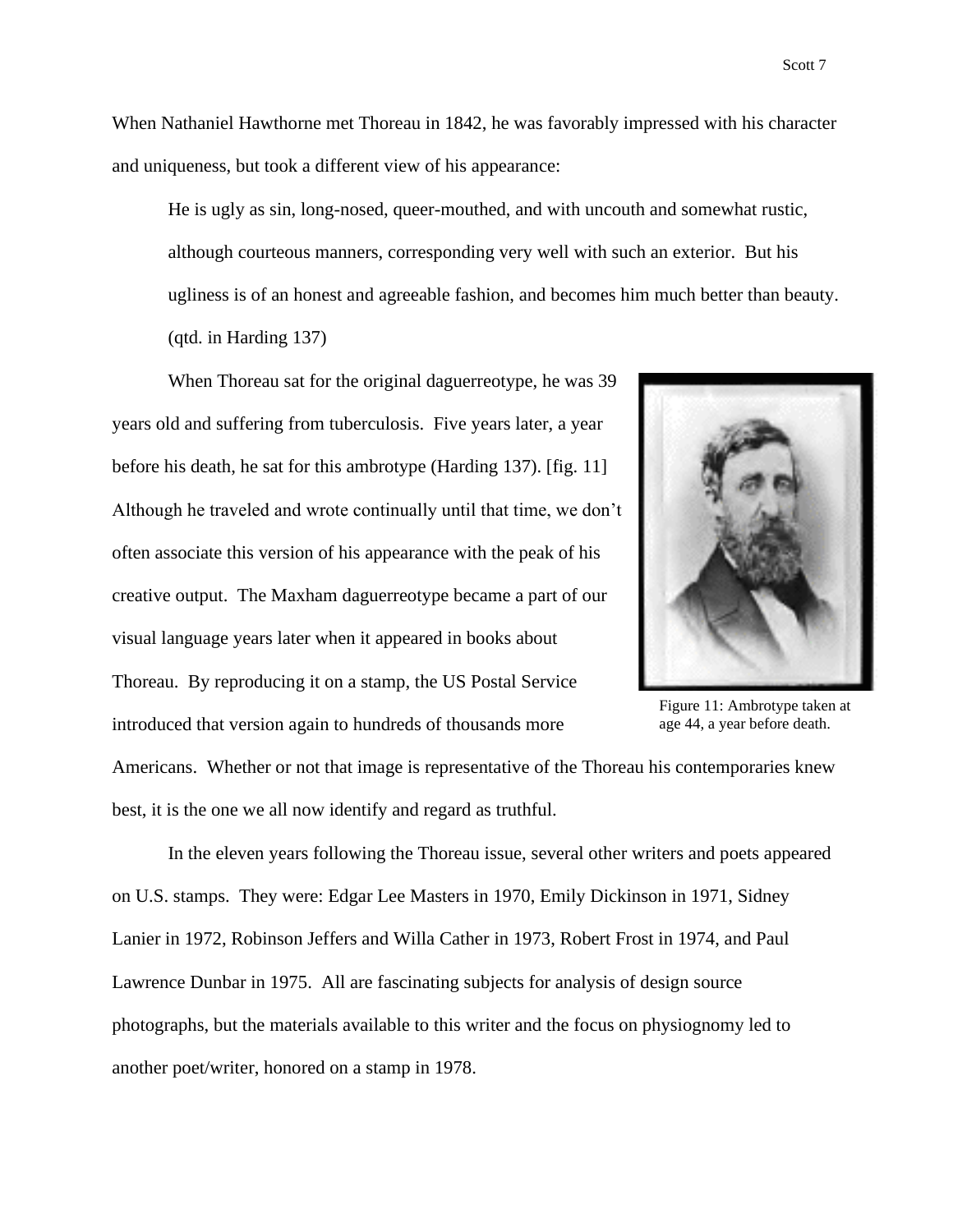When Nathaniel Hawthorne met Thoreau in 1842, he was favorably impressed with his character and uniqueness, but took a different view of his appearance:

> He is ugly as sin, long-nosed, queer-mouthed, and with uncouth and somewhat rustic, although courteous manners, corresponding very well with such an exterior. But his ugliness is of an honest and agreeable fashion, and becomes him much better than beauty. (qtd. in Harding 137)

When Thoreau sat for the original daguerreotype, he was 39 years old and suffering from tuberculosis. Five years later, a year before his death, he sat for this ambrotype (Harding 137). [fig. 11] Although he traveled and wrote continually until that time, we don't often associate this version of his appearance with the peak of his creative output. The Maxham daguerreotype became a part of our visual language years later when it appeared in books about Thoreau. By reproducing it on a stamp, the US Postal Service introduced that version again to hundreds of thousands more Americans. Whether or not that image is representative of the Thoreau his contemporaries knew best, it is the one we all now identify and regard as truthful.

Figure 11: Ambrotype taken at age 44, a year before death.

In the eleven years following the Thoreau issue, several other writers and poets appeared on U.S. stamps. They were: Edgar Lee Masters in 1970, Emily Dickinson in 1971, Sidney Lanier in 1972, Robinson Jeffers and Willa Cather in 1973, Robert Frost in 1974, and Paul Lawrence Dunbar in 1975. All are fascinating subjects for analysis of design source photographs, but the materials available to this writer and the focus on physiognomy led to another poet/writer, honored on a stamp in 1978.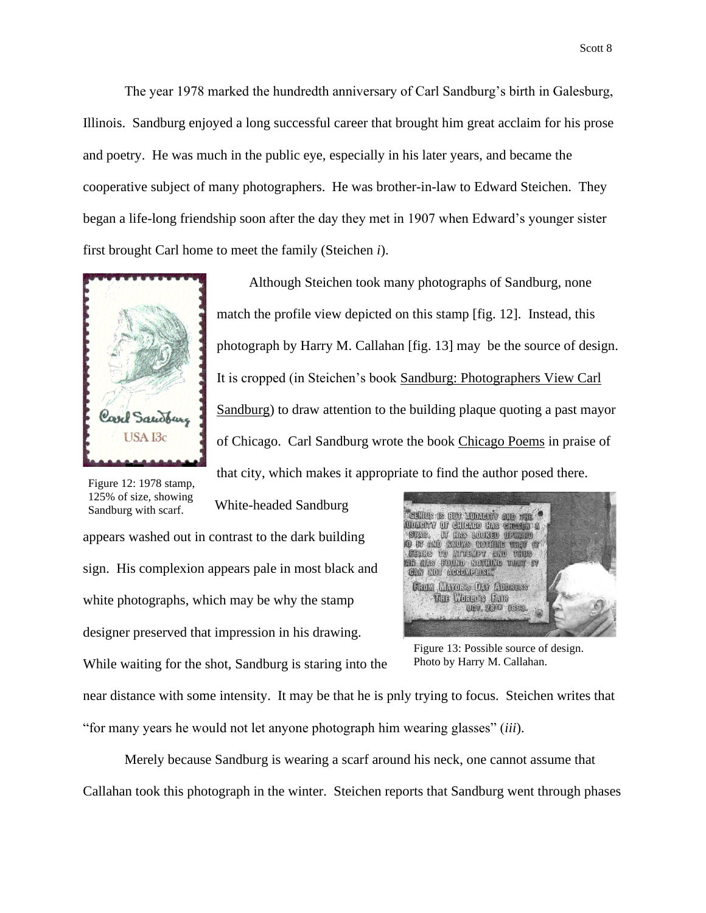The year 1978 marked the hundredth anniversary of Carl Sandburg's birth in Galesburg, Illinois. Sandburg enjoyed a long successful career that brought him great acclaim for his prose and poetry. He was much in the public eye, especially in his later years, and became the cooperative subject of many photographers. He was brother-in-law to Edward Steichen. They began a life-long friendship soon after the day they met in 1907 when Edward's younger sister first brought Carl home to meet the family (Steichen *i*).

Figure 12: 1978 stamp, 125% of size, showing Sandburg with scarf.

Although Steichen took many photographs of Sandburg, none match the profile view depicted on this stamp [fig. 12]. Instead, this photograph by Harry M. Callahan [fig. 13] may be the source of design. It is cropped (in Steichen's book <u>Sandburg: Photographers View Carl Sandburg</u>) to draw attention to the building plaque quoting a past mayor of Chicago. Carl Sandburg wrote the book <u>Chicago Poems</u> in praise of that city, which makes it appropriate to find the author posed there.

White-headed Sandburg appears washed out in contrast to the dark building sign. His complexion appears pale in most black and white photographs, which may be why the stamp designer preserved that impression in his drawing. While waiting for the shot, Sandburg is staring into the near distance with some intensity. It may be that he is pnly trying to focus. Steichen writes that "for many years he would not let anyone photograph him wearing glasses" (*iii*).

Figure 13: Possible source of design. Photo by Harry M. Callahan.

Merely because Sandburg is wearing a scarf around his neck, one cannot assume that Callahan took this photograph in the winter. Steichen reports that Sandburg went through phases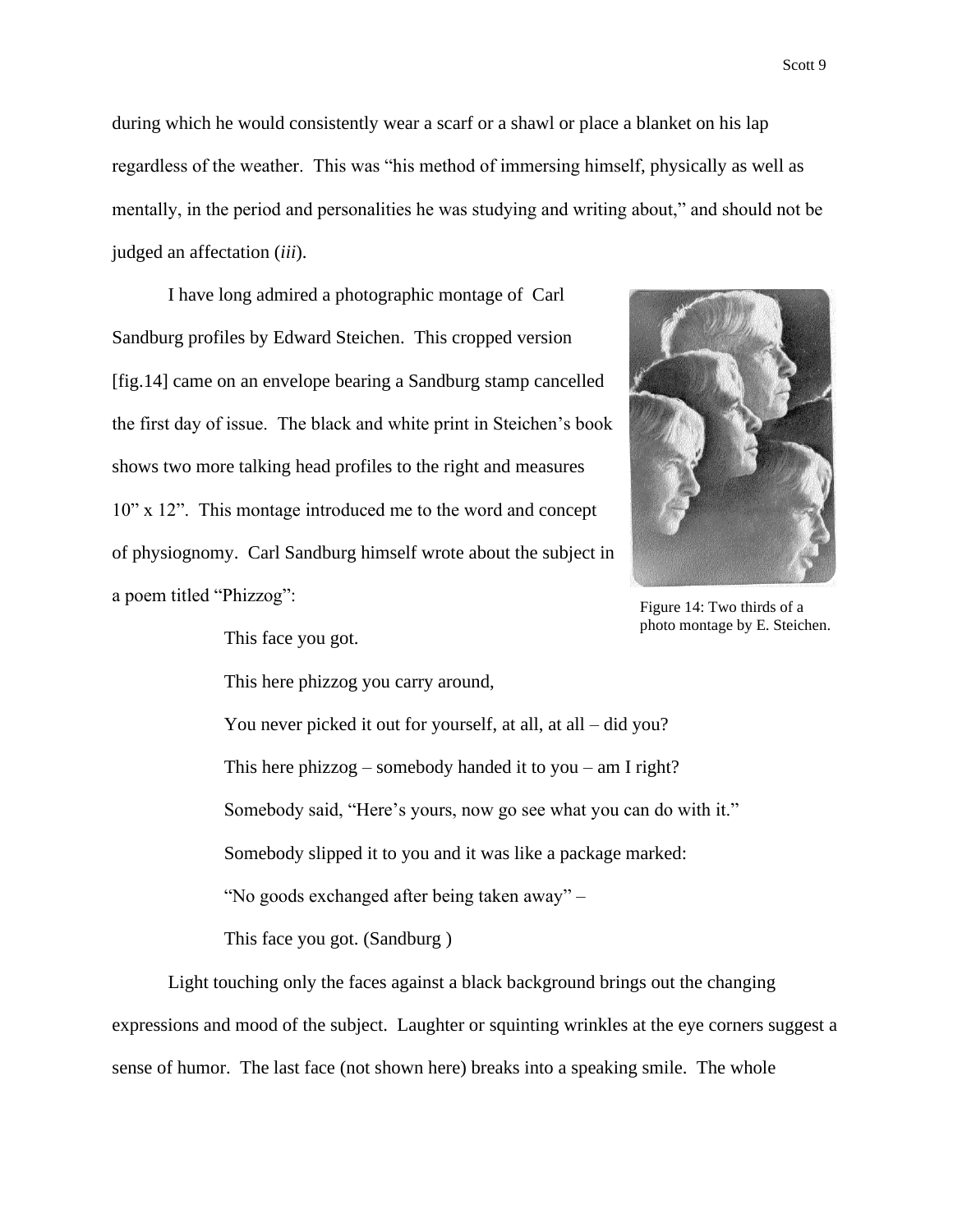during which he would consistently wear a scarf or a shawl or place a blanket on his lap regardless of the weather. This was "his method of immersing himself, physically as well as mentally, in the period and personalities he was studying and writing about," and should not be judged an affectation (*iii*).

I have long admired a photographic montage of Carl Sandburg profiles by Edward Steichen. This cropped version [fig.14] came on an envelope bearing a Sandburg stamp cancelled the first day of issue. The black and white print in Steichen's book shows two more talking head profiles to the right and measures 10" x 12". This montage introduced me to the word and concept of physiognomy. Carl Sandburg himself wrote about the subject in a poem titled "Phizzog":

Figure 14: Two thirds of a photo montage by E. Steichen.

> This face you got.
>
> This here phizzog you carry around,
>
> You never picked it out for yourself, at all, at all – did you?
>
> This here phizzog – somebody handed it to you – am I right?
>
> Somebody said, "Here's yours, now go see what you can do with it."
>
> Somebody slipped it to you and it was like a package marked:
>
> "No goods exchanged after being taken away" –
>
> This face you got. (Sandburg )

Light touching only the faces against a black background brings out the changing expressions and mood of the subject. Laughter or squinting wrinkles at the eye corners suggest a sense of humor. The last face (not shown here) breaks into a speaking smile. The whole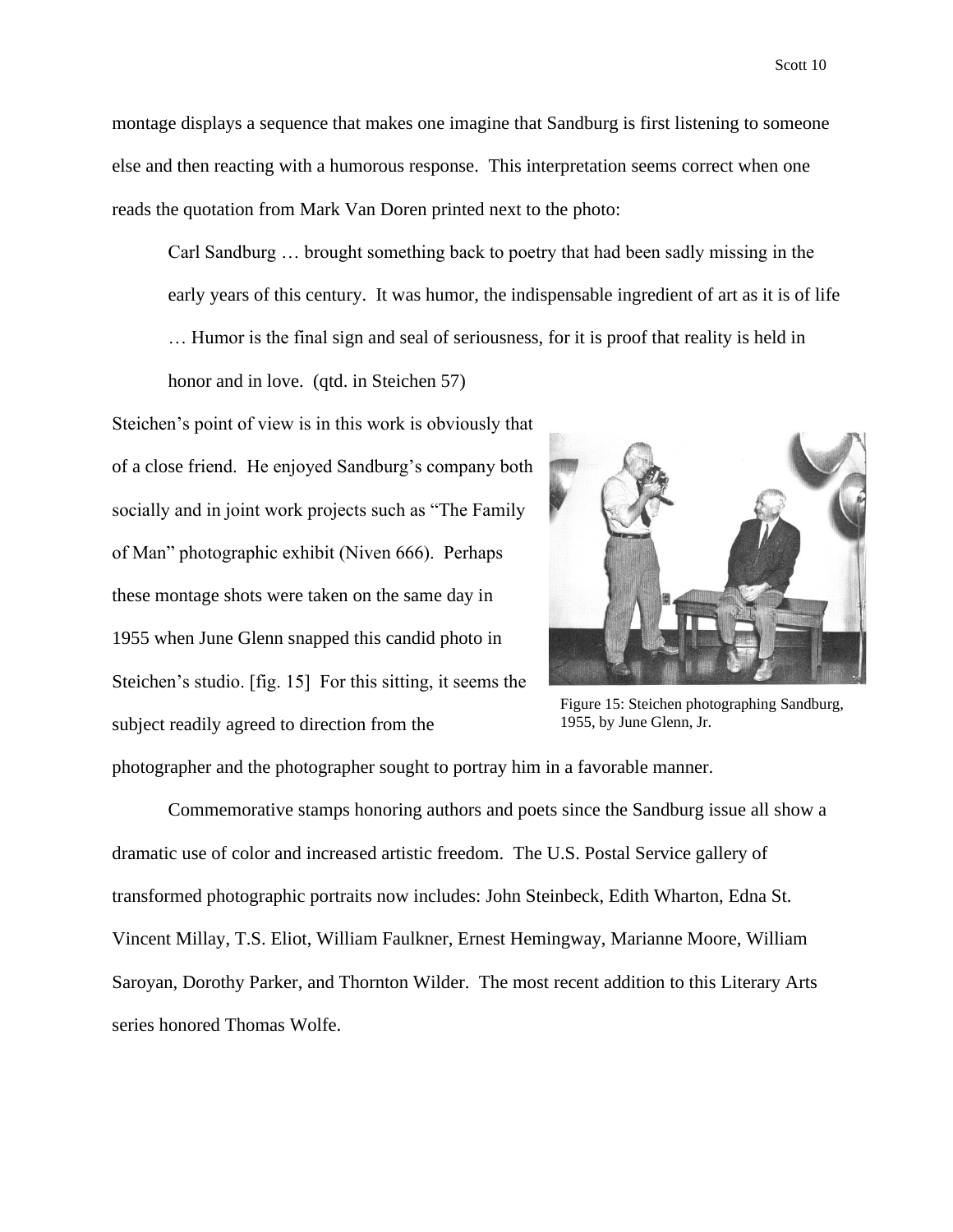montage displays a sequence that makes one imagine that Sandburg is first listening to someone else and then reacting with a humorous response. This interpretation seems correct when one reads the quotation from Mark Van Doren printed next to the photo:

> Carl Sandburg … brought something back to poetry that had been sadly missing in the early years of this century. It was humor, the indispensable ingredient of art as it is of life … Humor is the final sign and seal of seriousness, for it is proof that reality is held in honor and in love. (qtd. in Steichen 57)

Steichen's point of view is in this work is obviously that of a close friend. He enjoyed Sandburg's company both socially and in joint work projects such as "The Family of Man" photographic exhibit (Niven 666). Perhaps these montage shots were taken on the same day in 1955 when June Glenn snapped this candid photo in Steichen's studio. [fig. 15] For this sitting, it seems the subject readily agreed to direction from the photographer and the photographer sought to portray him in a favorable manner.

Figure 15: Steichen photographing Sandburg, 1955, by June Glenn, Jr.

Commemorative stamps honoring authors and poets since the Sandburg issue all show a dramatic use of color and increased artistic freedom. The U.S. Postal Service gallery of transformed photographic portraits now includes: John Steinbeck, Edith Wharton, Edna St. Vincent Millay, T.S. Eliot, William Faulkner, Ernest Hemingway, Marianne Moore, William Saroyan, Dorothy Parker, and Thornton Wilder. The most recent addition to this Literary Arts series honored Thomas Wolfe.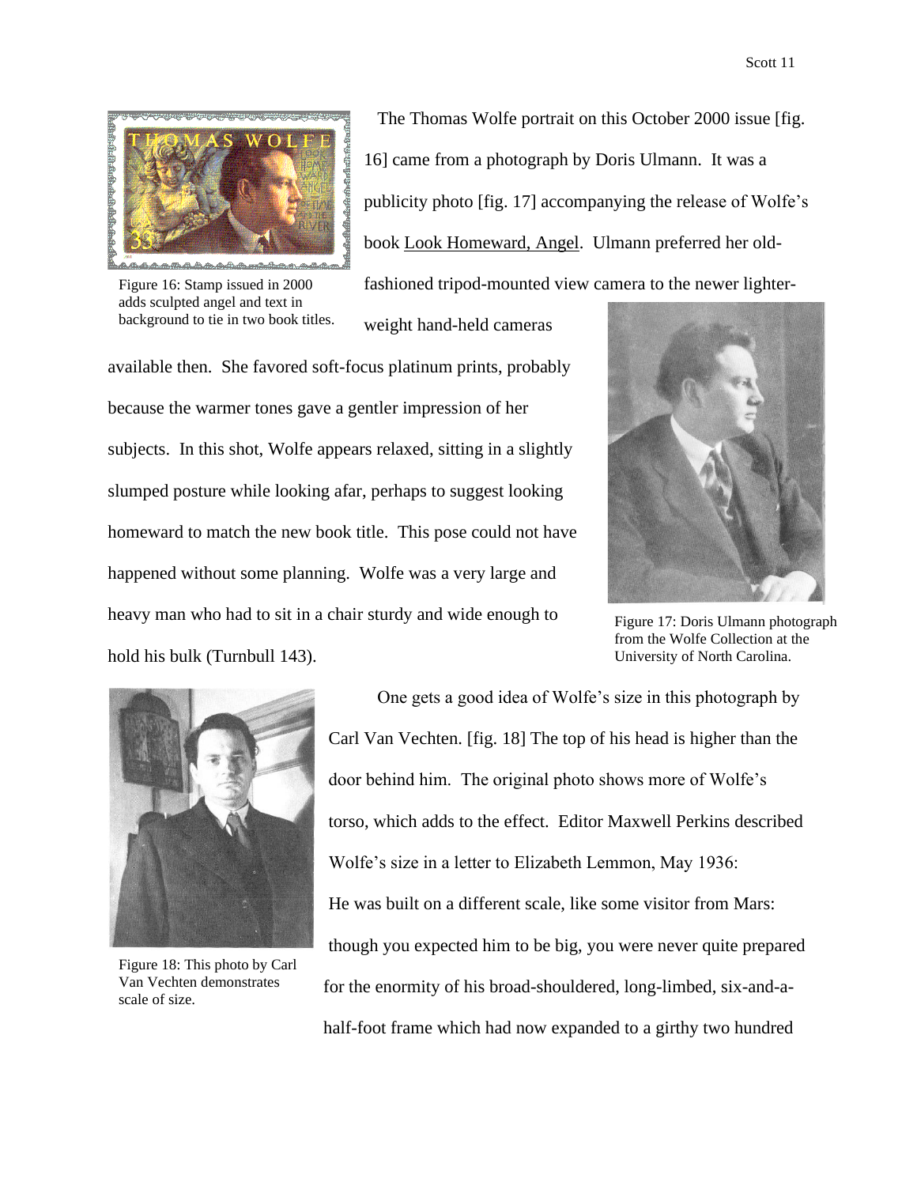Figure 16: Stamp issued in 2000 adds sculpted angel and text in background to tie in two book titles.

The Thomas Wolfe portrait on this October 2000 issue [fig. 16] came from a photograph by Doris Ulmann. It was a publicity photo [fig. 17] accompanying the release of Wolfe's book Look Homeward, Angel. Ulmann preferred her old-fashioned tripod-mounted view camera to the newer lighter-weight hand-held cameras available then. She favored soft-focus platinum prints, probably because the warmer tones gave a gentler impression of her subjects. In this shot, Wolfe appears relaxed, sitting in a slightly slumped posture while looking afar, perhaps to suggest looking homeward to match the new book title. This pose could not have happened without some planning. Wolfe was a very large and heavy man who had to sit in a chair sturdy and wide enough to hold his bulk (Turnbull 143).

Figure 17: Doris Ulmann photograph from the Wolfe Collection at the University of North Carolina.

One gets a good idea of Wolfe's size in this photograph by Carl Van Vechten. [fig. 18] The top of his head is higher than the door behind him. The original photo shows more of Wolfe's torso, which adds to the effect. Editor Maxwell Perkins described Wolfe's size in a letter to Elizabeth Lemmon, May 1936:

He was built on a different scale, like some visitor from Mars: though you expected him to be big, you were never quite prepared for the enormity of his broad-shouldered, long-limbed, six-and-a-half-foot frame which had now expanded to a girthy two hundred

Figure 18: This photo by Carl Van Vechten demonstrates scale of size.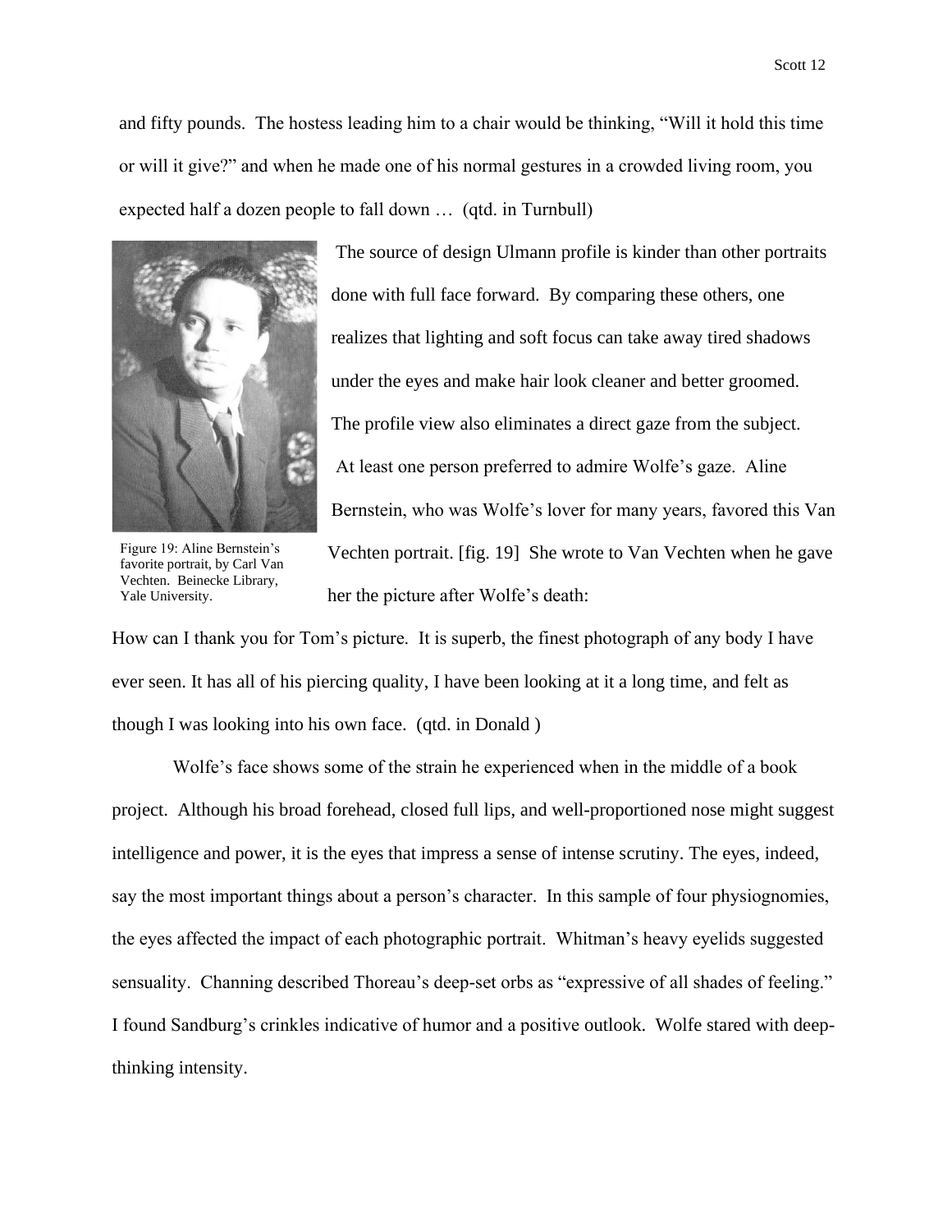and fifty pounds. The hostess leading him to a chair would be thinking, "Will it hold this time or will it give?" and when he made one of his normal gestures in a crowded living room, you expected half a dozen people to fall down … (qtd. in Turnbull)

Figure 19: Aline Bernstein's favorite portrait, by Carl Van Vechten. Beinecke Library, Yale University.

The source of design Ulmann profile is kinder than other portraits done with full face forward. By comparing these others, one realizes that lighting and soft focus can take away tired shadows under the eyes and make hair look cleaner and better groomed. The profile view also eliminates a direct gaze from the subject. At least one person preferred to admire Wolfe's gaze. Aline Bernstein, who was Wolfe's lover for many years, favored this Van Vechten portrait. [fig. 19] She wrote to Van Vechten when he gave her the picture after Wolfe's death:

How can I thank you for Tom's picture. It is superb, the finest photograph of any body I have ever seen. It has all of his piercing quality, I have been looking at it a long time, and felt as though I was looking into his own face. (qtd. in Donald )

Wolfe's face shows some of the strain he experienced when in the middle of a book project. Although his broad forehead, closed full lips, and well-proportioned nose might suggest intelligence and power, it is the eyes that impress a sense of intense scrutiny. The eyes, indeed, say the most important things about a person's character. In this sample of four physiognomies, the eyes affected the impact of each photographic portrait. Whitman's heavy eyelids suggested sensuality. Channing described Thoreau's deep-set orbs as "expressive of all shades of feeling." I found Sandburg's crinkles indicative of humor and a positive outlook. Wolfe stared with deep-thinking intensity.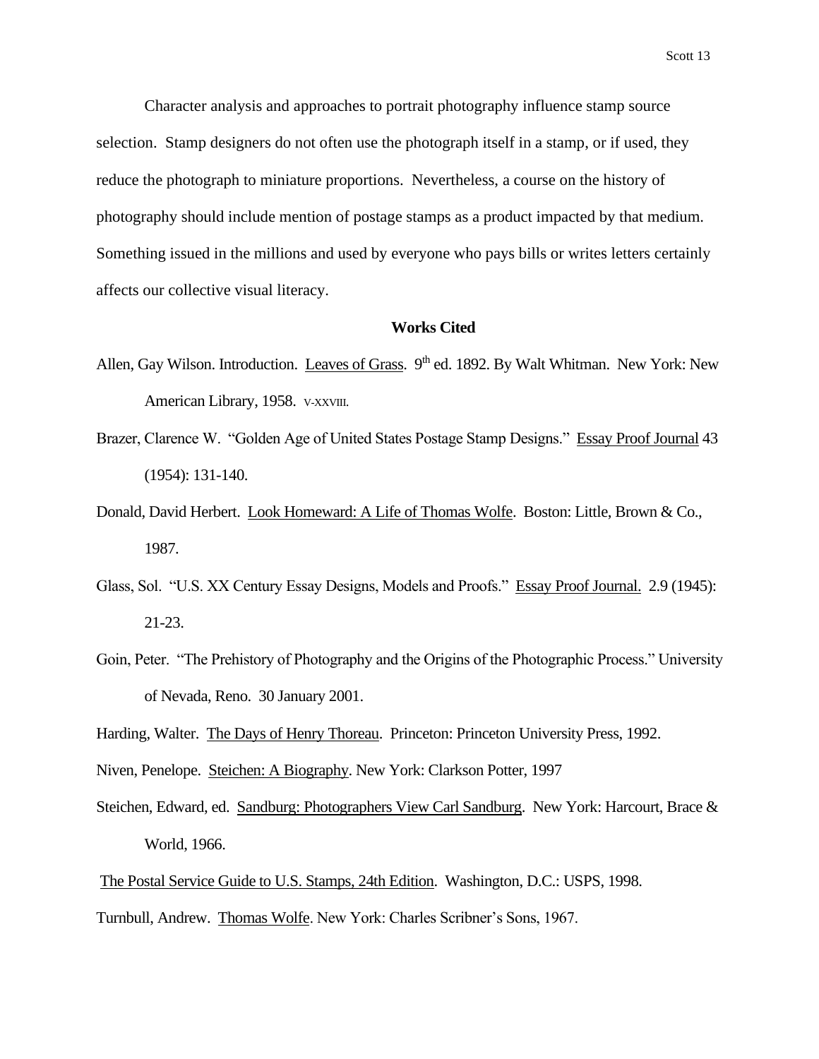Character analysis and approaches to portrait photography influence stamp source selection. Stamp designers do not often use the photograph itself in a stamp, or if used, they reduce the photograph to miniature proportions. Nevertheless, a course on the history of photography should include mention of postage stamps as a product impacted by that medium. Something issued in the millions and used by everyone who pays bills or writes letters certainly affects our collective visual literacy.

## **Works Cited**

Allen, Gay Wilson. Introduction. Leaves of Grass. 9th ed. 1892. By Walt Whitman. New York: New American Library, 1958. V-XXVIII.

Brazer, Clarence W. "Golden Age of United States Postage Stamp Designs." Essay Proof Journal 43 (1954): 131-140.

Donald, David Herbert. Look Homeward: A Life of Thomas Wolfe. Boston: Little, Brown & Co., 1987.

Glass, Sol. "U.S. XX Century Essay Designs, Models and Proofs." Essay Proof Journal. 2.9 (1945): 21-23.

Goin, Peter. "The Prehistory of Photography and the Origins of the Photographic Process." University of Nevada, Reno. 30 January 2001.

Harding, Walter. The Days of Henry Thoreau. Princeton: Princeton University Press, 1992.

Niven, Penelope. Steichen: A Biography. New York: Clarkson Potter, 1997

Steichen, Edward, ed. Sandburg: Photographers View Carl Sandburg. New York: Harcourt, Brace & World, 1966.

The Postal Service Guide to U.S. Stamps, 24th Edition. Washington, D.C.: USPS, 1998.

Turnbull, Andrew. Thomas Wolfe. New York: Charles Scribner's Sons, 1967.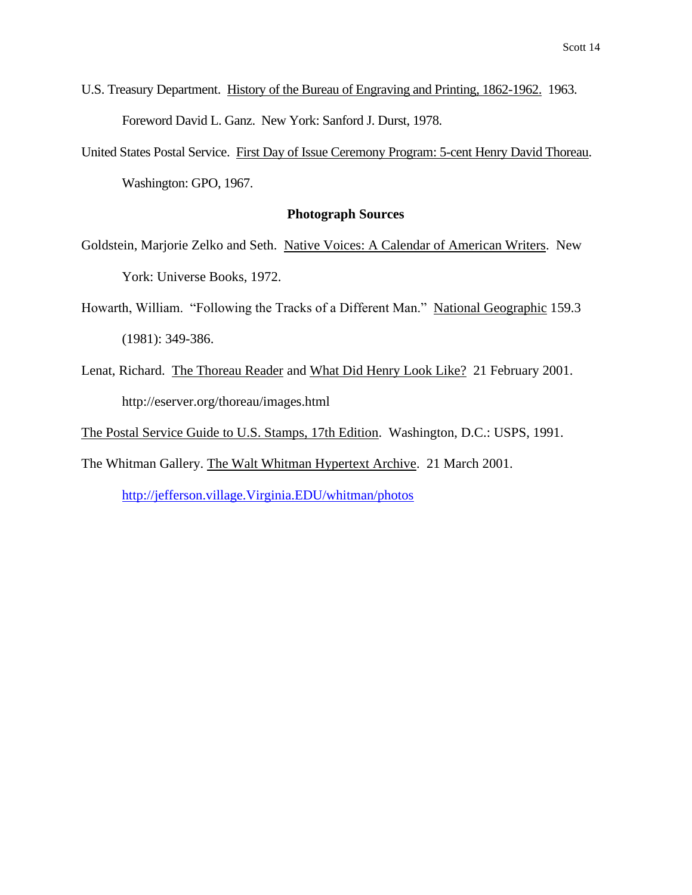U.S. Treasury Department. History of the Bureau of Engraving and Printing, 1862-1962. 1963. Foreword David L. Ganz. New York: Sanford J. Durst, 1978.

United States Postal Service. First Day of Issue Ceremony Program: 5-cent Henry David Thoreau. Washington: GPO, 1967.

**Photograph Sources**

Goldstein, Marjorie Zelko and Seth. Native Voices: A Calendar of American Writers. New York: Universe Books, 1972.

Howarth, William. "Following the Tracks of a Different Man." National Geographic 159.3 (1981): 349-386.

Lenat, Richard. The Thoreau Reader and What Did Henry Look Like? 21 February 2001. http://eserver.org/thoreau/images.html

The Postal Service Guide to U.S. Stamps, 17th Edition. Washington, D.C.: USPS, 1991.

The Whitman Gallery. The Walt Whitman Hypertext Archive. 21 March 2001. http://jefferson.village.Virginia.EDU/whitman/photos